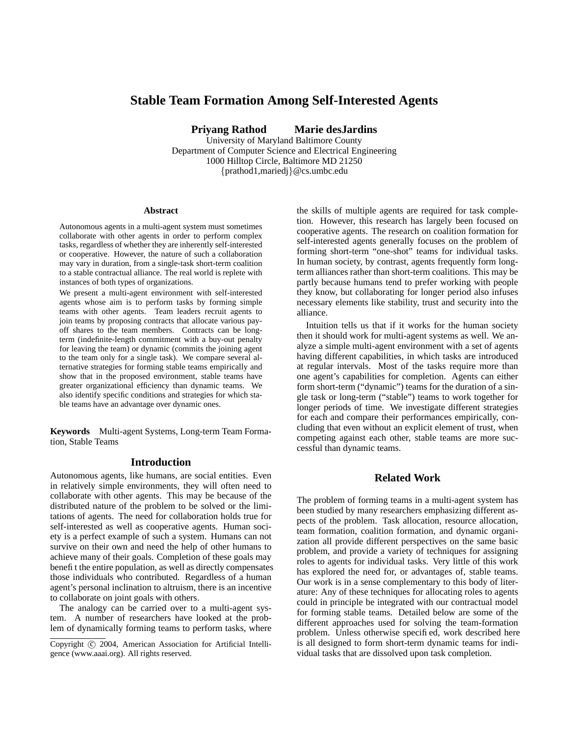# Stable Team Formation Among Self-Interested Agents

**Priyang Rathod** **Marie desJardins**
University of Maryland Baltimore County
Department of Computer Science and Electrical Engineering
1000 Hilltop Circle, Baltimore MD 21250
{prathod1,mariedj}@cs.umbc.edu

## Abstract

Autonomous agents in a multi-agent system must sometimes collaborate with other agents in order to perform complex tasks, regardless of whether they are inherently self-interested or cooperative. However, the nature of such a collaboration may vary in duration, from a single-task short-term coalition to a stable contractual alliance. The real world is replete with instances of both types of organizations.

We present a multi-agent environment with self-interested agents whose aim is to perform tasks by forming simple teams with other agents. Team leaders recruit agents to join teams by proposing contracts that allocate various payoff shares to the team members. Contracts can be long-term (indefinite-length commitment with a buy-out penalty for leaving the team) or dynamic (commits the joining agent to the team only for a single task). We compare several alternative strategies for forming stable teams empirically and show that in the proposed environment, stable teams have greater organizational efficiency than dynamic teams. We also identify specific conditions and strategies for which stable teams have an advantage over dynamic ones.

**Keywords** Multi-agent Systems, Long-term Team Formation, Stable Teams

## Introduction

Autonomous agents, like humans, are social entities. Even in relatively simple environments, they will often need to collaborate with other agents. This may be because of the distributed nature of the problem to be solved or the limitations of agents. The need for collaboration holds true for self-interested as well as cooperative agents. Human society is a perfect example of such a system. Humans can not survive on their own and need the help of other humans to achieve many of their goals. Completion of these goals may benefit the entire population, as well as directly compensates those individuals who contributed. Regardless of a human agent's personal inclination to altruism, there is an incentive to collaborate on joint goals with others.

The analogy can be carried over to a multi-agent system. A number of researchers have looked at the problem of dynamically forming teams to perform tasks, where the skills of multiple agents are required for task completion. However, this research has largely been focused on cooperative agents. The research on coalition formation for self-interested agents generally focuses on the problem of forming short-term "one-shot" teams for individual tasks. In human society, by contrast, agents frequently form long-term alliances rather than short-term coalitions. This may be partly because humans tend to prefer working with people they know, but collaborating for longer period also infuses necessary elements like stability, trust and security into the alliance.

Intuition tells us that if it works for the human society then it should work for multi-agent systems as well. We analyze a simple multi-agent environment with a set of agents having different capabilities, in which tasks are introduced at regular intervals. Most of the tasks require more than one agent's capabilities for completion. Agents can either form short-term ("dynamic") teams for the duration of a single task or long-term ("stable") teams to work together for longer periods of time. We investigate different strategies for each and compare their performances empirically, concluding that even without an explicit element of trust, when competing against each other, stable teams are more successful than dynamic teams.

Copyright © 2004, American Association for Artificial Intelligence (www.aaai.org). All rights reserved.

## Related Work

The problem of forming teams in a multi-agent system has been studied by many researchers emphasizing different aspects of the problem. Task allocation, resource allocation, team formation, coalition formation, and dynamic organization all provide different perspectives on the same basic problem, and provide a variety of techniques for assigning roles to agents for individual tasks. Very little of this work has explored the need for, or advantages of, stable teams. Our work is in a sense complementary to this body of literature: Any of these techniques for allocating roles to agents could in principle be integrated with our contractual model for forming stable teams. Detailed below are some of the different approaches used for solving the team-formation problem. Unless otherwise specified, work described here is all designed to form short-term dynamic teams for individual tasks that are dissolved upon task completion.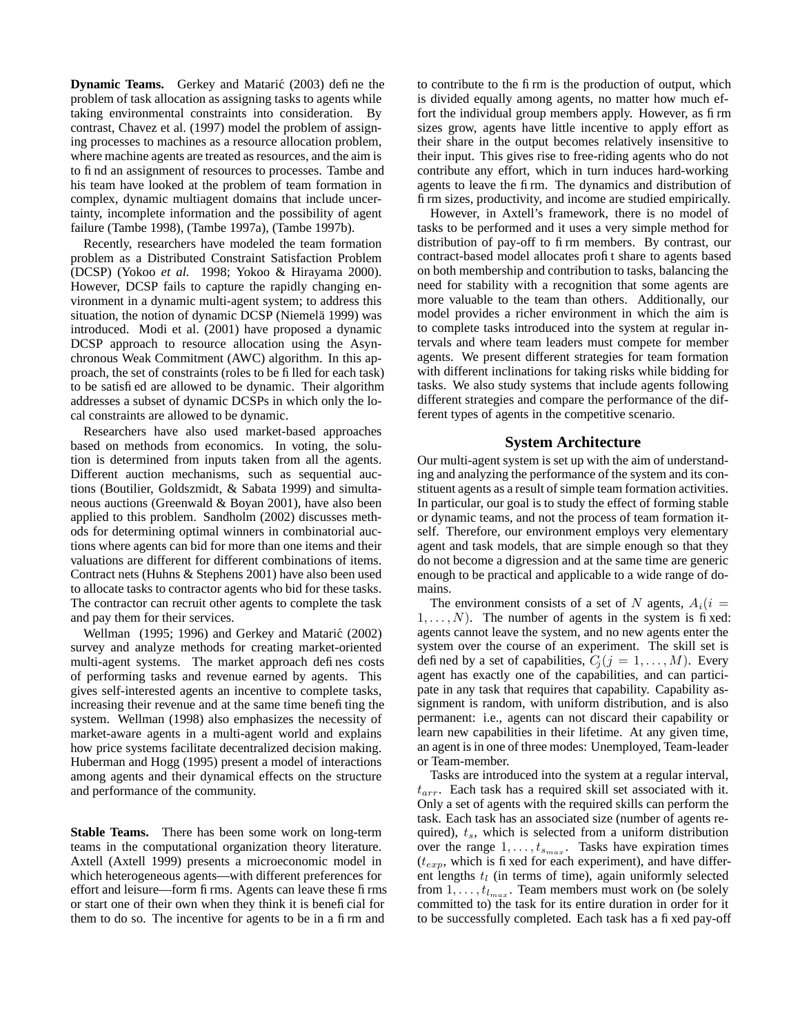**Dynamic Teams.** Gerkey and Matarić (2003) define the problem of task allocation as assigning tasks to agents while taking environmental constraints into consideration. By contrast, Chavez et al. (1997) model the problem of assigning processes to machines as a resource allocation problem, where machine agents are treated as resources, and the aim is to find an assignment of resources to processes. Tambe and his team have looked at the problem of team formation in complex, dynamic multiagent domains that include uncertainty, incomplete information and the possibility of agent failure (Tambe 1998), (Tambe 1997a), (Tambe 1997b).

Recently, researchers have modeled the team formation problem as a Distributed Constraint Satisfaction Problem (DCSP) (Yokoo *et al.* 1998; Yokoo & Hirayama 2000). However, DCSP fails to capture the rapidly changing environment in a dynamic multi-agent system; to address this situation, the notion of dynamic DCSP (Niemelä 1999) was introduced. Modi et al. (2001) have proposed a dynamic DCSP approach to resource allocation using the Asynchronous Weak Commitment (AWC) algorithm. In this approach, the set of constraints (roles to be filled for each task) to be satisfied are allowed to be dynamic. Their algorithm addresses a subset of dynamic DCSPs in which only the local constraints are allowed to be dynamic.

Researchers have also used market-based approaches based on methods from economics. In voting, the solution is determined from inputs taken from all the agents. Different auction mechanisms, such as sequential auctions (Boutilier, Goldszmidt, & Sabata 1999) and simultaneous auctions (Greenwald & Boyan 2001), have also been applied to this problem. Sandholm (2002) discusses methods for determining optimal winners in combinatorial auctions where agents can bid for more than one items and their valuations are different for different combinations of items. Contract nets (Huhns & Stephens 2001) have also been used to allocate tasks to contractor agents who bid for these tasks. The contractor can recruit other agents to complete the task and pay them for their services.

Wellman (1995; 1996) and Gerkey and Matarić (2002) survey and analyze methods for creating market-oriented multi-agent systems. The market approach defines costs of performing tasks and revenue earned by agents. This gives self-interested agents an incentive to complete tasks, increasing their revenue and at the same time benefiting the system. Wellman (1998) also emphasizes the necessity of market-aware agents in a multi-agent world and explains how price systems facilitate decentralized decision making. Huberman and Hogg (1995) present a model of interactions among agents and their dynamical effects on the structure and performance of the community.

**Stable Teams.** There has been some work on long-term teams in the computational organization theory literature. Axtell (Axtell 1999) presents a microeconomic model in which heterogeneous agents—with different preferences for effort and leisure—form firms. Agents can leave these firms or start one of their own when they think it is beneficial for them to do so. The incentive for agents to be in a firm and to contribute to the firm is the production of output, which is divided equally among agents, no matter how much effort the individual group members apply. However, as firm sizes grow, agents have little incentive to apply effort as their share in the output becomes relatively insensitive to their input. This gives rise to free-riding agents who do not contribute any effort, which in turn induces hard-working agents to leave the firm. The dynamics and distribution of firm sizes, productivity, and income are studied empirically.

However, in Axtell's framework, there is no model of tasks to be performed and it uses a very simple method for distribution of pay-off to firm members. By contrast, our contract-based model allocates profit share to agents based on both membership and contribution to tasks, balancing the need for stability with a recognition that some agents are more valuable to the team than others. Additionally, our model provides a richer environment in which the aim is to complete tasks introduced into the system at regular intervals and where team leaders must compete for member agents. We present different strategies for team formation with different inclinations for taking risks while bidding for tasks. We also study systems that include agents following different strategies and compare the performance of the different types of agents in the competitive scenario.

## System Architecture

Our multi-agent system is set up with the aim of understanding and analyzing the performance of the system and its constituent agents as a result of simple team formation activities. In particular, our goal is to study the effect of forming stable or dynamic teams, and not the process of team formation itself. Therefore, our environment employs very elementary agent and task models, that are simple enough so that they do not become a digression and at the same time are generic enough to be practical and applicable to a wide range of domains.

The environment consists of a set of $N$ agents, $A_i (i = 1, \ldots, N)$. The number of agents in the system is fixed: agents cannot leave the system, and no new agents enter the system over the course of an experiment. The skill set is defined by a set of capabilities, $C_j (j = 1, \ldots, M)$. Every agent has exactly one of the capabilities, and can participate in any task that requires that capability. Capability assignment is random, with uniform distribution, and is also permanent: i.e., agents can not discard their capability or learn new capabilities in their lifetime. At any given time, an agent is in one of three modes: Unemployed, Team-leader or Team-member.

Tasks are introduced into the system at a regular interval, $t_{arr}$. Each task has a required skill set associated with it. Only a set of agents with the required skills can perform the task. Each task has an associated size (number of agents required), $t_s$, which is selected from a uniform distribution over the range $1, \ldots, t_{s_{max}}$. Tasks have expiration times ($t_{exp}$, which is fixed for each experiment), and have different lengths $t_l$ (in terms of time), again uniformly selected from $1, \ldots, t_{l_{max}}$. Team members must work on (be solely committed to) the task for its entire duration in order for it to be successfully completed. Each task has a fixed pay-off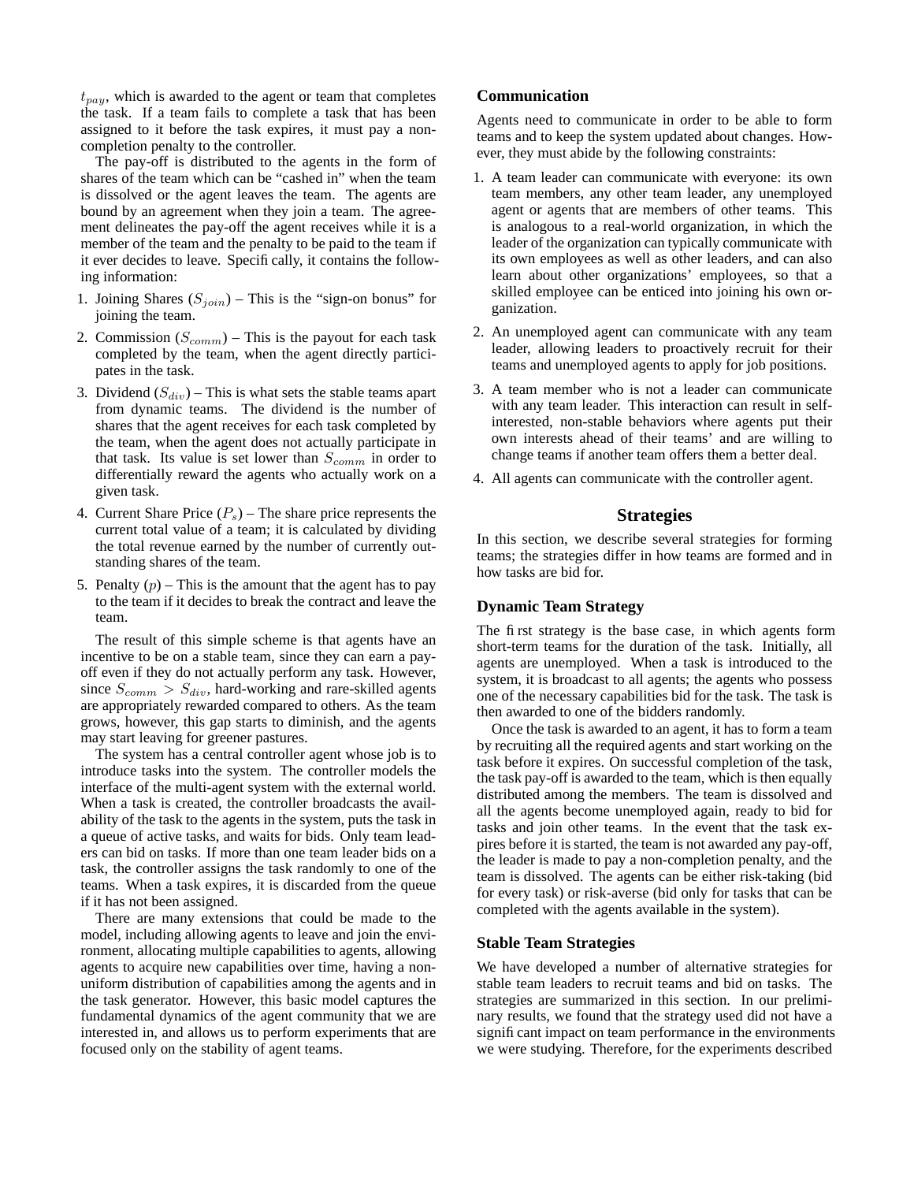$t_{pay}$, which is awarded to the agent or team that completes the task. If a team fails to complete a task that has been assigned to it before the task expires, it must pay a non-completion penalty to the controller.

The pay-off is distributed to the agents in the form of shares of the team which can be "cashed in" when the team is dissolved or the agent leaves the team. The agents are bound by an agreement when they join a team. The agreement delineates the pay-off the agent receives while it is a member of the team and the penalty to be paid to the team if it ever decides to leave. Specifically, it contains the following information:

1. Joining Shares ($S_{join}$) – This is the "sign-on bonus" for joining the team.
2. Commission ($S_{comm}$) – This is the payout for each task completed by the team, when the agent directly participates in the task.
3. Dividend ($S_{div}$) – This is what sets the stable teams apart from dynamic teams. The dividend is the number of shares that the agent receives for each task completed by the team, when the agent does not actually participate in that task. Its value is set lower than $S_{comm}$ in order to differentially reward the agents who actually work on a given task.
4. Current Share Price ($P_s$) – The share price represents the current total value of a team; it is calculated by dividing the total revenue earned by the number of currently outstanding shares of the team.
5. Penalty ($p$) – This is the amount that the agent has to pay to the team if it decides to break the contract and leave the team.

The result of this simple scheme is that agents have an incentive to be on a stable team, since they can earn a payoff even if they do not actually perform any task. However, since $S_{comm} > S_{div}$, hard-working and rare-skilled agents are appropriately rewarded compared to others. As the team grows, however, this gap starts to diminish, and the agents may start leaving for greener pastures.

The system has a central controller agent whose job is to introduce tasks into the system. The controller models the interface of the multi-agent system with the external world. When a task is created, the controller broadcasts the availability of the task to the agents in the system, puts the task in a queue of active tasks, and waits for bids. Only team leaders can bid on tasks. If more than one team leader bids on a task, the controller assigns the task randomly to one of the teams. When a task expires, it is discarded from the queue if it has not been assigned.

There are many extensions that could be made to the model, including allowing agents to leave and join the environment, allocating multiple capabilities to agents, allowing agents to acquire new capabilities over time, having a non-uniform distribution of capabilities among the agents and in the task generator. However, this basic model captures the fundamental dynamics of the agent community that we are interested in, and allows us to perform experiments that are focused only on the stability of agent teams.

### Communication

Agents need to communicate in order to be able to form teams and to keep the system updated about changes. However, they must abide by the following constraints:

1. A team leader can communicate with everyone: its own team members, any other team leader, any unemployed agent or agents that are members of other teams. This is analogous to a real-world organization, in which the leader of the organization can typically communicate with its own employees as well as other leaders, and can also learn about other organizations' employees, so that a skilled employee can be enticed into joining his own organization.
2. An unemployed agent can communicate with any team leader, allowing leaders to proactively recruit for their teams and unemployed agents to apply for job positions.
3. A team member who is not a leader can communicate with any team leader. This interaction can result in self-interested, non-stable behaviors where agents put their own interests ahead of their teams' and are willing to change teams if another team offers them a better deal.
4. All agents can communicate with the controller agent.

## Strategies

In this section, we describe several strategies for forming teams; the strategies differ in how teams are formed and in how tasks are bid for.

### Dynamic Team Strategy

The first strategy is the base case, in which agents form short-term teams for the duration of the task. Initially, all agents are unemployed. When a task is introduced to the system, it is broadcast to all agents; the agents who possess one of the necessary capabilities bid for the task. The task is then awarded to one of the bidders randomly.

Once the task is awarded to an agent, it has to form a team by recruiting all the required agents and start working on the task before it expires. On successful completion of the task, the task pay-off is awarded to the team, which is then equally distributed among the members. The team is dissolved and all the agents become unemployed again, ready to bid for tasks and join other teams. In the event that the task expires before it is started, the team is not awarded any pay-off, the leader is made to pay a non-completion penalty, and the team is dissolved. The agents can be either risk-taking (bid for every task) or risk-averse (bid only for tasks that can be completed with the agents available in the system).

### Stable Team Strategies

We have developed a number of alternative strategies for stable team leaders to recruit teams and bid on tasks. The strategies are summarized in this section. In our preliminary results, we found that the strategy used did not have a significant impact on team performance in the environments we were studying. Therefore, for the experiments described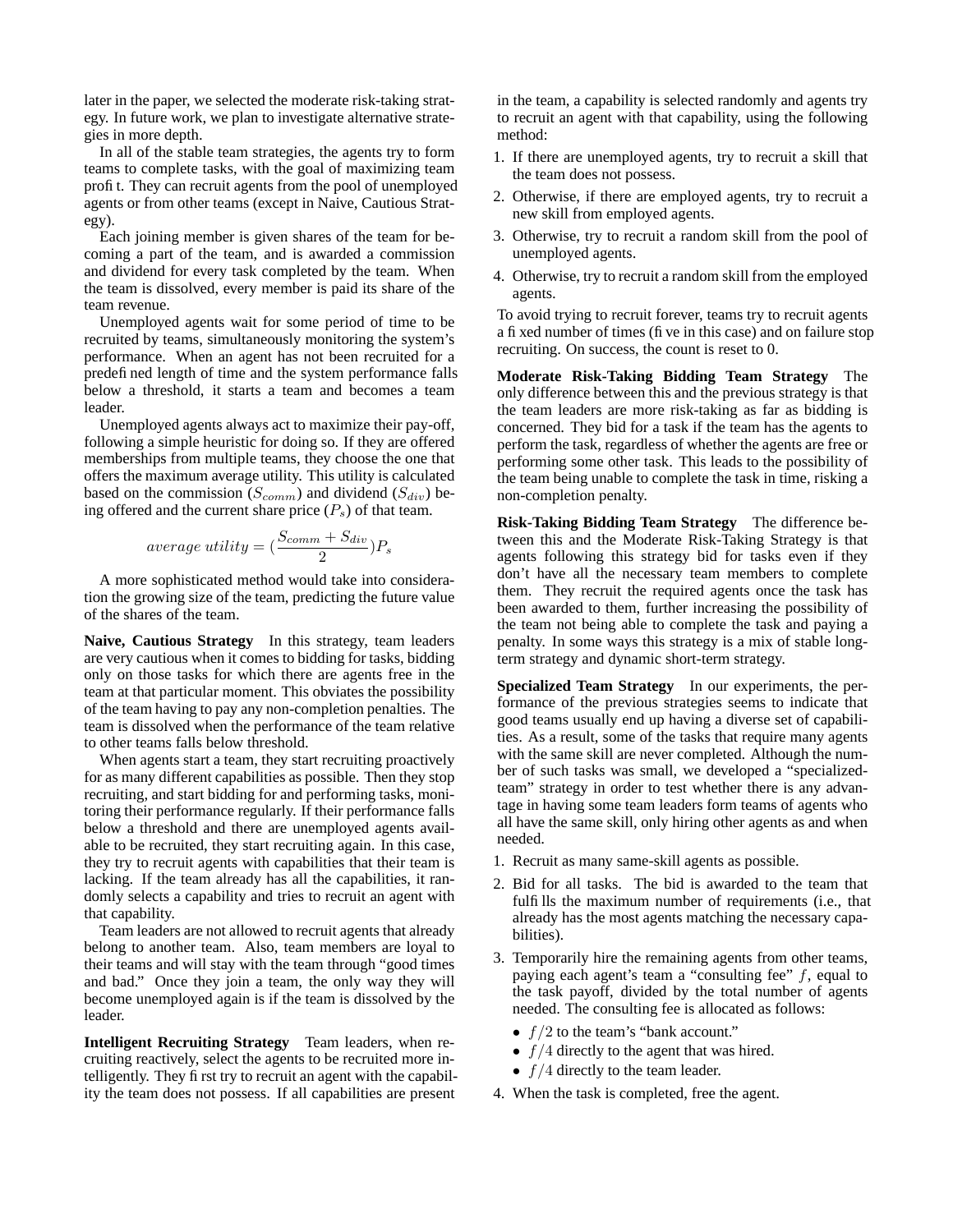later in the paper, we selected the moderate risk-taking strategy. In future work, we plan to investigate alternative strategies in more depth.

In all of the stable team strategies, the agents try to form teams to complete tasks, with the goal of maximizing team profit. They can recruit agents from the pool of unemployed agents or from other teams (except in Naive, Cautious Strategy).

Each joining member is given shares of the team for becoming a part of the team, and is awarded a commission and dividend for every task completed by the team. When the team is dissolved, every member is paid its share of the team revenue.

Unemployed agents wait for some period of time to be recruited by teams, simultaneously monitoring the system's performance. When an agent has not been recruited for a predefined length of time and the system performance falls below a threshold, it starts a team and becomes a team leader.

Unemployed agents always act to maximize their pay-off, following a simple heuristic for doing so. If they are offered memberships from multiple teams, they choose the one that offers the maximum average utility. This utility is calculated based on the commission ($S_{comm}$) and dividend ($S_{div}$) being offered and the current share price ($P_s$) of that team.

$$average\ utility = (\frac{S_{comm} + S_{div}}{2})P_s$$

A more sophisticated method would take into consideration the growing size of the team, predicting the future value of the shares of the team.

**Naive, Cautious Strategy** In this strategy, team leaders are very cautious when it comes to bidding for tasks, bidding only on those tasks for which there are agents free in the team at that particular moment. This obviates the possibility of the team having to pay any non-completion penalties. The team is dissolved when the performance of the team relative to other teams falls below threshold.

When agents start a team, they start recruiting proactively for as many different capabilities as possible. Then they stop recruiting, and start bidding for and performing tasks, monitoring their performance regularly. If their performance falls below a threshold and there are unemployed agents available to be recruited, they start recruiting again. In this case, they try to recruit agents with capabilities that their team is lacking. If the team already has all the capabilities, it randomly selects a capability and tries to recruit an agent with that capability.

Team leaders are not allowed to recruit agents that already belong to another team. Also, team members are loyal to their teams and will stay with the team through "good times and bad." Once they join a team, the only way they will become unemployed again is if the team is dissolved by the leader.

**Intelligent Recruiting Strategy** Team leaders, when recruiting reactively, select the agents to be recruited more intelligently. They first try to recruit an agent with the capability the team does not possess. If all capabilities are present in the team, a capability is selected randomly and agents try to recruit an agent with that capability, using the following method:

1. If there are unemployed agents, try to recruit a skill that the team does not possess.
2. Otherwise, if there are employed agents, try to recruit a new skill from employed agents.
3. Otherwise, try to recruit a random skill from the pool of unemployed agents.
4. Otherwise, try to recruit a random skill from the employed agents.

To avoid trying to recruit forever, teams try to recruit agents a fixed number of times (five in this case) and on failure stop recruiting. On success, the count is reset to 0.

**Moderate Risk-Taking Bidding Team Strategy** The only difference between this and the previous strategy is that the team leaders are more risk-taking as far as bidding is concerned. They bid for a task if the team has the agents to perform the task, regardless of whether the agents are free or performing some other task. This leads to the possibility of the team being unable to complete the task in time, risking a non-completion penalty.

**Risk-Taking Bidding Team Strategy** The difference between this and the Moderate Risk-Taking Strategy is that agents following this strategy bid for tasks even if they don't have all the necessary team members to complete them. They recruit the required agents once the task has been awarded to them, further increasing the possibility of the team not being able to complete the task and paying a penalty. In some ways this strategy is a mix of stable long-term strategy and dynamic short-term strategy.

**Specialized Team Strategy** In our experiments, the performance of the previous strategies seems to indicate that good teams usually end up having a diverse set of capabilities. As a result, some of the tasks that require many agents with the same skill are never completed. Although the number of such tasks was small, we developed a "specialized-team" strategy in order to test whether there is any advantage in having some team leaders form teams of agents who all have the same skill, only hiring other agents as and when needed.

1. Recruit as many same-skill agents as possible.
2. Bid for all tasks. The bid is awarded to the team that fulfills the maximum number of requirements (i.e., that already has the most agents matching the necessary capabilities).
3. Temporarily hire the remaining agents from other teams, paying each agent's team a "consulting fee" $f$, equal to the task payoff, divided by the total number of agents needed. The consulting fee is allocated as follows:
   - $f/2$ to the team's "bank account."
   - $f/4$ directly to the agent that was hired.
   - $f/4$ directly to the team leader.
4. When the task is completed, free the agent.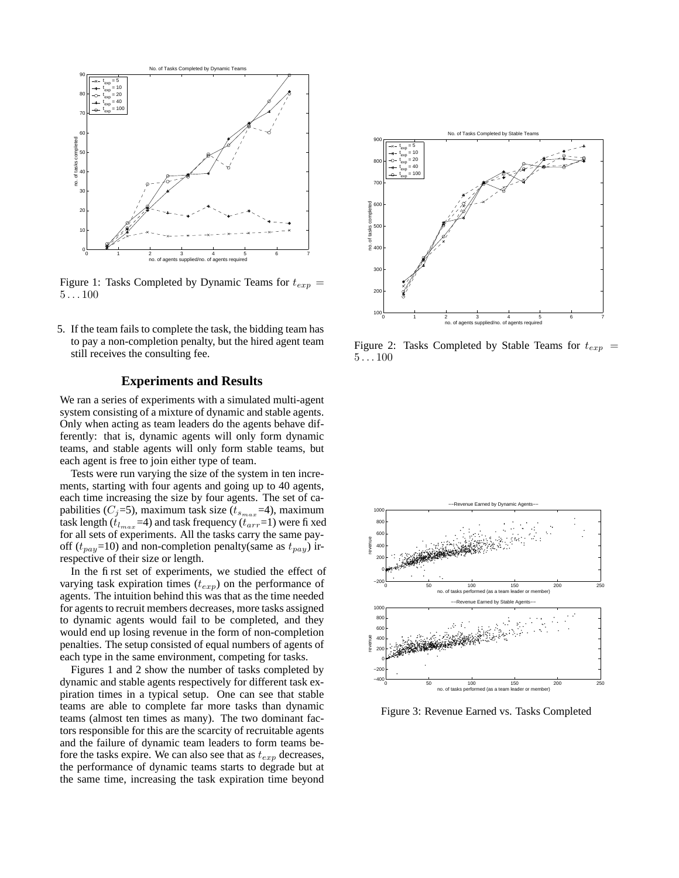Figure 1: Tasks Completed by Dynamic Teams for $t_{exp} = 5 \ldots 100$

5. If the team fails to complete the task, the bidding team has to pay a non-completion penalty, but the hired agent team still receives the consulting fee.

## Experiments and Results

We ran a series of experiments with a simulated multi-agent system consisting of a mixture of dynamic and stable agents. Only when acting as team leaders do the agents behave differently: that is, dynamic agents will only form dynamic teams, and stable agents will only form stable teams, but each agent is free to join either type of team.

Tests were run varying the size of the system in ten increments, starting with four agents and going up to 40 agents, each time increasing the size by four agents. The set of capabilities ($C_j$=5), maximum task size ($t_{s_{max}}$=4), maximum task length ($t_{l_{max}}$=4) and task frequency ($t_{arr}$=1) were fixed for all sets of experiments. All the tasks carry the same payoff ($t_{pay}$=10) and non-completion penalty(same as $t_{pay}$) irrespective of their size or length.

In the first set of experiments, we studied the effect of varying task expiration times ($t_{exp}$) on the performance of agents. The intuition behind this was that as the time needed for agents to recruit members decreases, more tasks assigned to dynamic agents would fail to be completed, and they would end up losing revenue in the form of non-completion penalties. The setup consisted of equal numbers of agents of each type in the same environment, competing for tasks.

Figures 1 and 2 show the number of tasks completed by dynamic and stable agents respectively for different task expiration times in a typical setup. One can see that stable teams are able to complete far more tasks than dynamic teams (almost ten times as many). The two dominant factors responsible for this are the scarcity of recruitable agents and the failure of dynamic team leaders to form teams before the tasks expire. We can also see that as $t_{exp}$ decreases, the performance of dynamic teams starts to degrade but at the same time, increasing the task expiration time beyond

Figure 2: Tasks Completed by Stable Teams for $t_{exp} = 5 \ldots 100$

Figure 3: Revenue Earned vs. Tasks Completed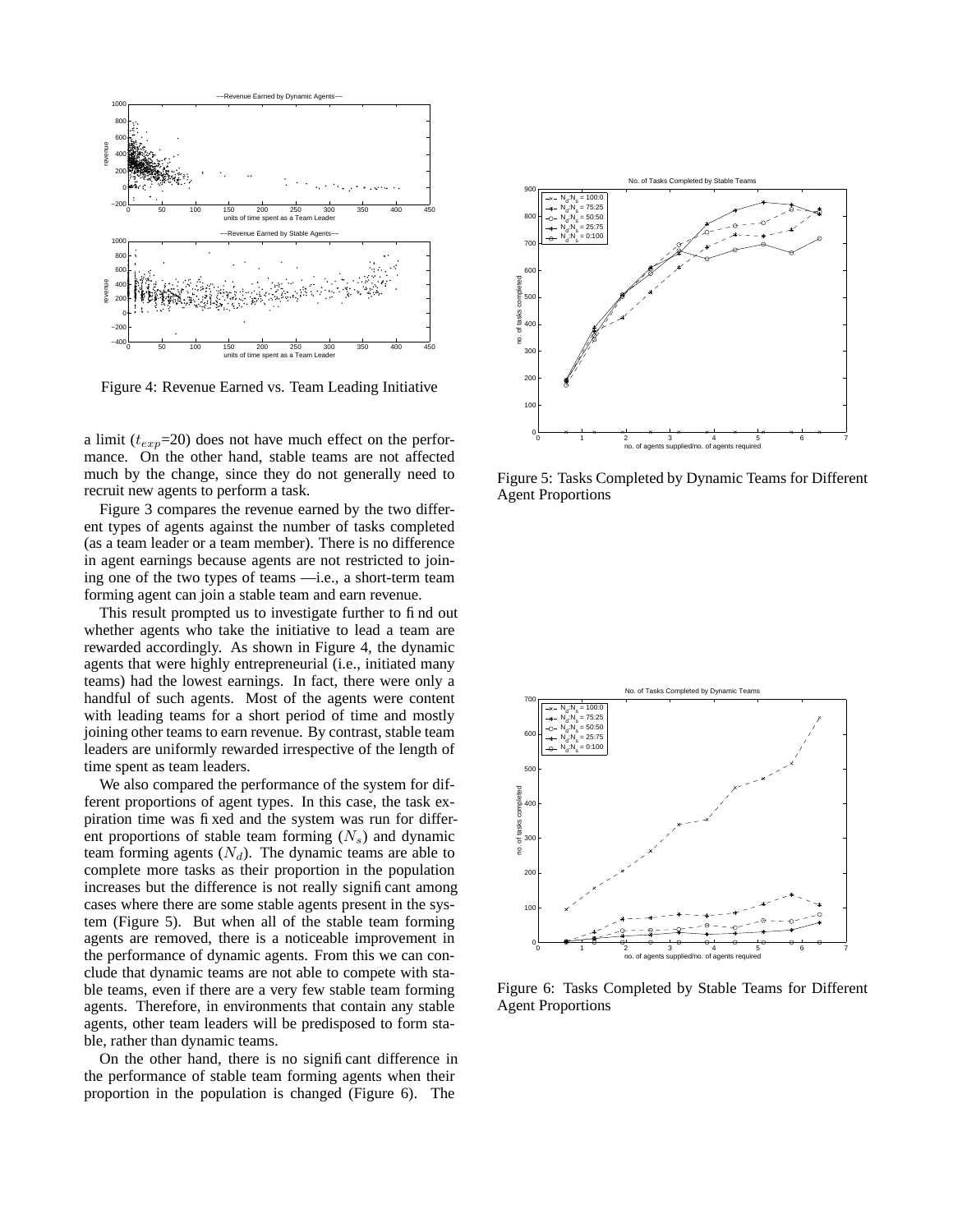Figure 4: Revenue Earned vs. Team Leading Initiative

a limit ($t_{exp}$=20) does not have much effect on the performance. On the other hand, stable teams are not affected much by the change, since they do not generally need to recruit new agents to perform a task.

Figure 3 compares the revenue earned by the two different types of agents against the number of tasks completed (as a team leader or a team member). There is no difference in agent earnings because agents are not restricted to joining one of the two types of teams —i.e., a short-term team forming agent can join a stable team and earn revenue.

This result prompted us to investigate further to find out whether agents who take the initiative to lead a team are rewarded accordingly. As shown in Figure 4, the dynamic agents that were highly entrepreneurial (i.e., initiated many teams) had the lowest earnings. In fact, there were only a handful of such agents. Most of the agents were content with leading teams for a short period of time and mostly joining other teams to earn revenue. By contrast, stable team leaders are uniformly rewarded irrespective of the length of time spent as team leaders.

We also compared the performance of the system for different proportions of agent types. In this case, the task expiration time was fixed and the system was run for different proportions of stable team forming ($N_s$) and dynamic team forming agents ($N_d$). The dynamic teams are able to complete more tasks as their proportion in the population increases but the difference is not really significant among cases where there are some stable agents present in the system (Figure 5). But when all of the stable team forming agents are removed, there is a noticeable improvement in the performance of dynamic agents. From this we can conclude that dynamic teams are not able to compete with stable teams, even if there are a very few stable team forming agents. Therefore, in environments that contain any stable agents, other team leaders will be predisposed to form stable, rather than dynamic teams.

On the other hand, there is no significant difference in the performance of stable team forming agents when their proportion in the population is changed (Figure 6). The

Figure 5: Tasks Completed by Dynamic Teams for Different Agent Proportions

Figure 6: Tasks Completed by Stable Teams for Different Agent Proportions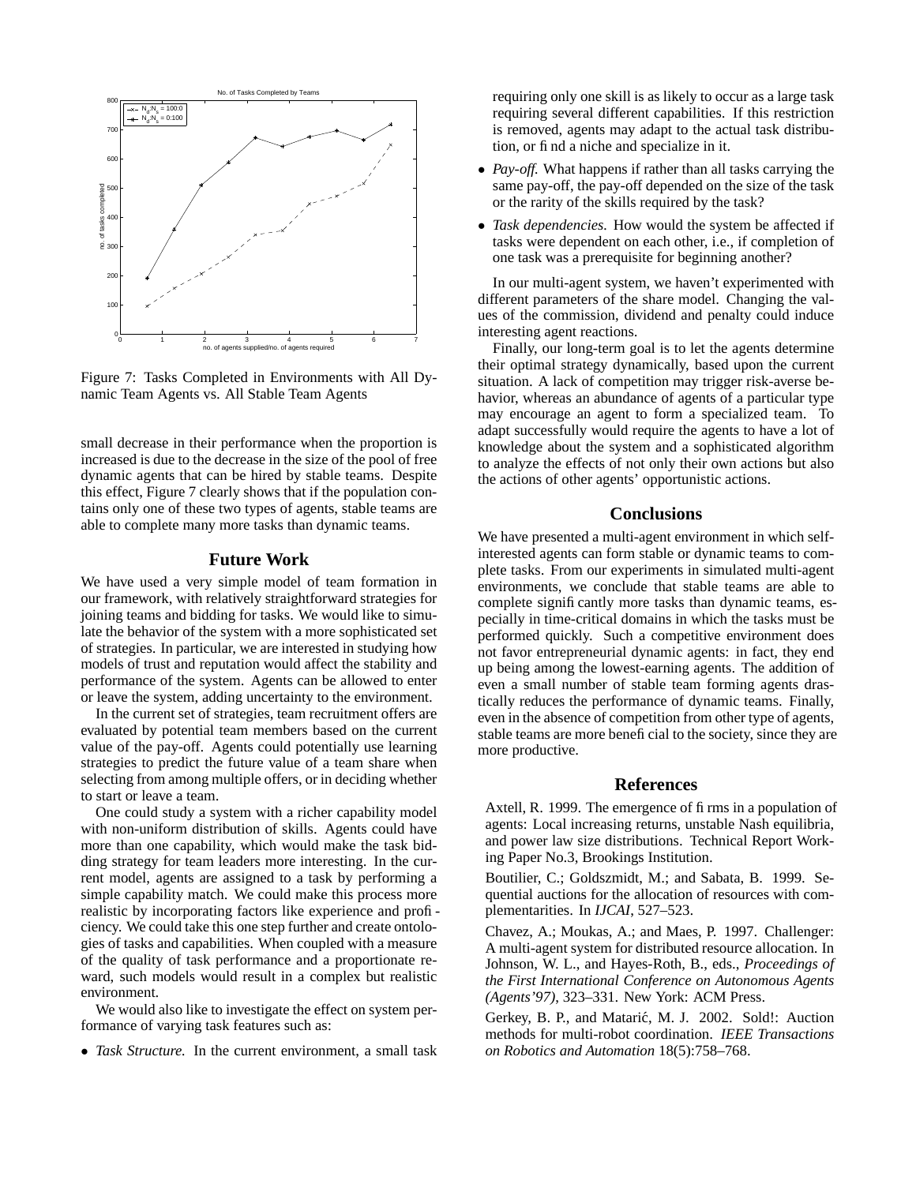Figure 7: Tasks Completed in Environments with All Dynamic Team Agents vs. All Stable Team Agents

small decrease in their performance when the proportion is increased is due to the decrease in the size of the pool of free dynamic agents that can be hired by stable teams. Despite this effect, Figure 7 clearly shows that if the population contains only one of these two types of agents, stable teams are able to complete many more tasks than dynamic teams.

## Future Work

We have used a very simple model of team formation in our framework, with relatively straightforward strategies for joining teams and bidding for tasks. We would like to simulate the behavior of the system with a more sophisticated set of strategies. In particular, we are interested in studying how models of trust and reputation would affect the stability and performance of the system. Agents can be allowed to enter or leave the system, adding uncertainty to the environment.

In the current set of strategies, team recruitment offers are evaluated by potential team members based on the current value of the pay-off. Agents could potentially use learning strategies to predict the future value of a team share when selecting from among multiple offers, or in deciding whether to start or leave a team.

One could study a system with a richer capability model with non-uniform distribution of skills. Agents could have more than one capability, which would make the task bidding strategy for team leaders more interesting. In the current model, agents are assigned to a task by performing a simple capability match. We could make this process more realistic by incorporating factors like experience and proficiency. We could take this one step further and create ontologies of tasks and capabilities. When coupled with a measure of the quality of task performance and a proportionate reward, such models would result in a complex but realistic environment.

We would also like to investigate the effect on system performance of varying task features such as:

- *Task Structure.* In the current environment, a small task requiring only one skill is as likely to occur as a large task requiring several different capabilities. If this restriction is removed, agents may adapt to the actual task distribution, or find a niche and specialize in it.
- *Pay-off.* What happens if rather than all tasks carrying the same pay-off, the pay-off depended on the size of the task or the rarity of the skills required by the task?
- *Task dependencies.* How would the system be affected if tasks were dependent on each other, i.e., if completion of one task was a prerequisite for beginning another?

In our multi-agent system, we haven't experimented with different parameters of the share model. Changing the values of the commission, dividend and penalty could induce interesting agent reactions.

Finally, our long-term goal is to let the agents determine their optimal strategy dynamically, based upon the current situation. A lack of competition may trigger risk-averse behavior, whereas an abundance of agents of a particular type may encourage an agent to form a specialized team. To adapt successfully would require the agents to have a lot of knowledge about the system and a sophisticated algorithm to analyze the effects of not only their own actions but also the actions of other agents' opportunistic actions.

## Conclusions

We have presented a multi-agent environment in which self-interested agents can form stable or dynamic teams to complete tasks. From our experiments in simulated multi-agent environments, we conclude that stable teams are able to complete significantly more tasks than dynamic teams, especially in time-critical domains in which the tasks must be performed quickly. Such a competitive environment does not favor entrepreneurial dynamic agents: in fact, they end up being among the lowest-earning agents. The addition of even a small number of stable team forming agents drastically reduces the performance of dynamic teams. Finally, even in the absence of competition from other type of agents, stable teams are more beneficial to the society, since they are more productive.

## References

Axtell, R. 1999. The emergence of firms in a population of agents: Local increasing returns, unstable Nash equilibria, and power law size distributions. Technical Report Working Paper No.3, Brookings Institution.

Boutilier, C.; Goldszmidt, M.; and Sabata, B. 1999. Sequential auctions for the allocation of resources with complementarities. In *IJCAI*, 527–523.

Chavez, A.; Moukas, A.; and Maes, P. 1997. Challenger: A multi-agent system for distributed resource allocation. In Johnson, W. L., and Hayes-Roth, B., eds., *Proceedings of the First International Conference on Autonomous Agents (Agents'97)*, 323–331. New York: ACM Press.

Gerkey, B. P., and Matarić, M. J. 2002. Sold!: Auction methods for multi-robot coordination. *IEEE Transactions on Robotics and Automation* 18(5):758–768.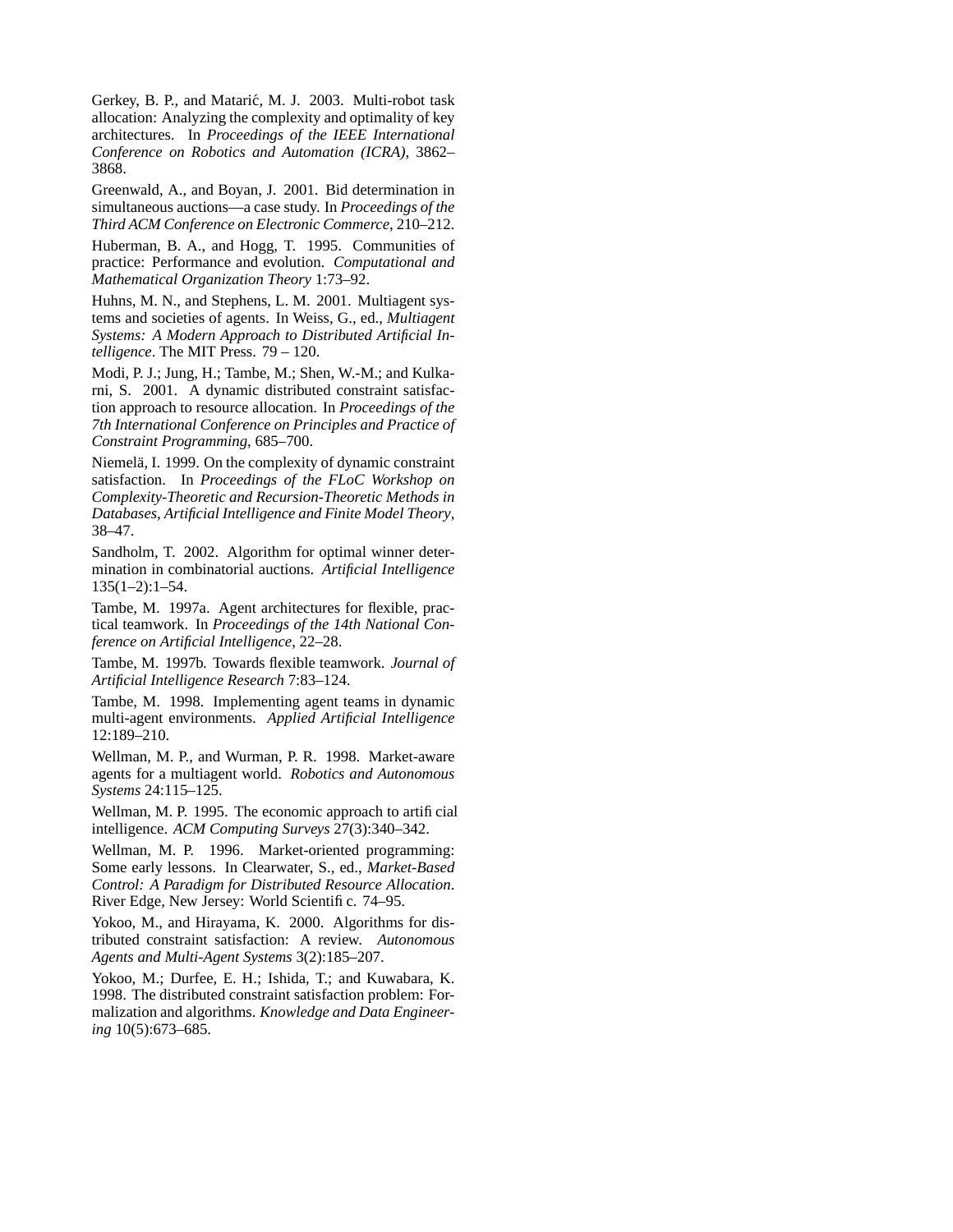Gerkey, B. P., and Matarić, M. J. 2003. Multi-robot task allocation: Analyzing the complexity and optimality of key architectures. In *Proceedings of the IEEE International Conference on Robotics and Automation (ICRA)*, 3862–3868.

Greenwald, A., and Boyan, J. 2001. Bid determination in simultaneous auctions—a case study. In *Proceedings of the Third ACM Conference on Electronic Commerce*, 210–212.

Huberman, B. A., and Hogg, T. 1995. Communities of practice: Performance and evolution. *Computational and Mathematical Organization Theory* 1:73–92.

Huhns, M. N., and Stephens, L. M. 2001. Multiagent systems and societies of agents. In Weiss, G., ed., *Multiagent Systems: A Modern Approach to Distributed Artificial Intelligence*. The MIT Press. 79 – 120.

Modi, P. J.; Jung, H.; Tambe, M.; Shen, W.-M.; and Kulkarni, S. 2001. A dynamic distributed constraint satisfaction approach to resource allocation. In *Proceedings of the 7th International Conference on Principles and Practice of Constraint Programming*, 685–700.

Niemelä, I. 1999. On the complexity of dynamic constraint satisfaction. In *Proceedings of the FLoC Workshop on Complexity-Theoretic and Recursion-Theoretic Methods in Databases, Artificial Intelligence and Finite Model Theory*, 38–47.

Sandholm, T. 2002. Algorithm for optimal winner determination in combinatorial auctions. *Artificial Intelligence* 135(1–2):1–54.

Tambe, M. 1997a. Agent architectures for flexible, practical teamwork. In *Proceedings of the 14th National Conference on Artificial Intelligence*, 22–28.

Tambe, M. 1997b. Towards flexible teamwork. *Journal of Artificial Intelligence Research* 7:83–124.

Tambe, M. 1998. Implementing agent teams in dynamic multi-agent environments. *Applied Artificial Intelligence* 12:189–210.

Wellman, M. P., and Wurman, P. R. 1998. Market-aware agents for a multiagent world. *Robotics and Autonomous Systems* 24:115–125.

Wellman, M. P. 1995. The economic approach to artificial intelligence. *ACM Computing Surveys* 27(3):340–342.

Wellman, M. P. 1996. Market-oriented programming: Some early lessons. In Clearwater, S., ed., *Market-Based Control: A Paradigm for Distributed Resource Allocation*. River Edge, New Jersey: World Scientific. 74–95.

Yokoo, M., and Hirayama, K. 2000. Algorithms for distributed constraint satisfaction: A review. *Autonomous Agents and Multi-Agent Systems* 3(2):185–207.

Yokoo, M.; Durfee, E. H.; Ishida, T.; and Kuwabara, K. 1998. The distributed constraint satisfaction problem: Formalization and algorithms. *Knowledge and Data Engineering* 10(5):673–685.